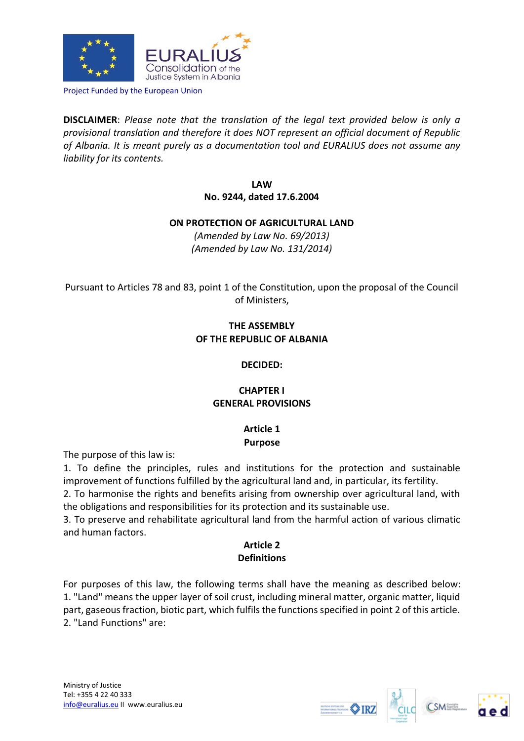Project Funded by the European Union

**DISCLAIMER**: *Please note that the translation of the legal text provided below is only a provisional translation and therefore it does NOT represent an official document of Republic of Albania. It is meant purely as a documentation tool and EURALIUS does not assume any liability for its contents.*

# LAW
## No. 9244, dated 17.6.2004

## ON PROTECTION OF AGRICULTURAL LAND

*(Amended by Law No. 69/2013)*
*(Amended by Law No. 131/2014)*

Pursuant to Articles 78 and 83, point 1 of the Constitution, upon the proposal of the Council of Ministers,

**THE ASSEMBLY**
**OF THE REPUBLIC OF ALBANIA**

**DECIDED:**

## CHAPTER I
## GENERAL PROVISIONS

### Article 1
### Purpose

The purpose of this law is:

1. To define the principles, rules and institutions for the protection and sustainable improvement of functions fulfilled by the agricultural land and, in particular, its fertility.
2. To harmonise the rights and benefits arising from ownership over agricultural land, with the obligations and responsibilities for its protection and its sustainable use.
3. To preserve and rehabilitate agricultural land from the harmful action of various climatic and human factors.

### Article 2
### Definitions

For purposes of this law, the following terms shall have the meaning as described below:

1. "Land" means the upper layer of soil crust, including mineral matter, organic matter, liquid part, gaseous fraction, biotic part, which fulfils the functions specified in point 2 of this article.
2. "Land Functions" are: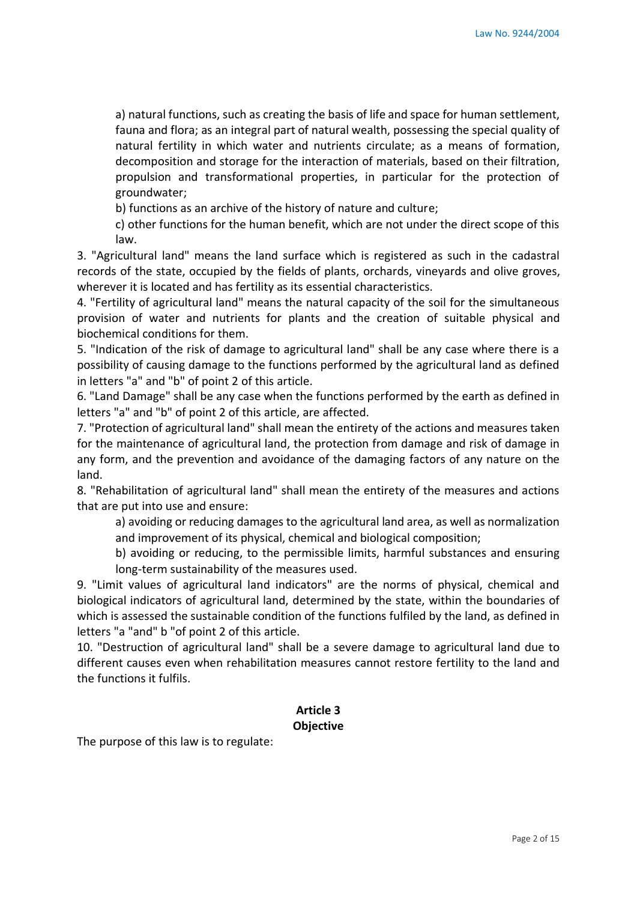a) natural functions, such as creating the basis of life and space for human settlement, fauna and flora; as an integral part of natural wealth, possessing the special quality of natural fertility in which water and nutrients circulate; as a means of formation, decomposition and storage for the interaction of materials, based on their filtration, propulsion and transformational properties, in particular for the protection of groundwater;

b) functions as an archive of the history of nature and culture;

c) other functions for the human benefit, which are not under the direct scope of this law.

3. "Agricultural land" means the land surface which is registered as such in the cadastral records of the state, occupied by the fields of plants, orchards, vineyards and olive groves, wherever it is located and has fertility as its essential characteristics.

4. "Fertility of agricultural land" means the natural capacity of the soil for the simultaneous provision of water and nutrients for plants and the creation of suitable physical and biochemical conditions for them.

5. "Indication of the risk of damage to agricultural land" shall be any case where there is a possibility of causing damage to the functions performed by the agricultural land as defined in letters "a" and "b" of point 2 of this article.

6. "Land Damage" shall be any case when the functions performed by the earth as defined in letters "a" and "b" of point 2 of this article, are affected.

7. "Protection of agricultural land" shall mean the entirety of the actions and measures taken for the maintenance of agricultural land, the protection from damage and risk of damage in any form, and the prevention and avoidance of the damaging factors of any nature on the land.

8. "Rehabilitation of agricultural land" shall mean the entirety of the measures and actions that are put into use and ensure:

a) avoiding or reducing damages to the agricultural land area, as well as normalization and improvement of its physical, chemical and biological composition;

b) avoiding or reducing, to the permissible limits, harmful substances and ensuring long-term sustainability of the measures used.

9. "Limit values of agricultural land indicators" are the norms of physical, chemical and biological indicators of agricultural land, determined by the state, within the boundaries of which is assessed the sustainable condition of the functions fulfiled by the land, as defined in letters "a "and" b "of point 2 of this article.

10. "Destruction of agricultural land" shall be a severe damage to agricultural land due to different causes even when rehabilitation measures cannot restore fertility to the land and the functions it fulfils.

**Article 3**
**Objective**

The purpose of this law is to regulate: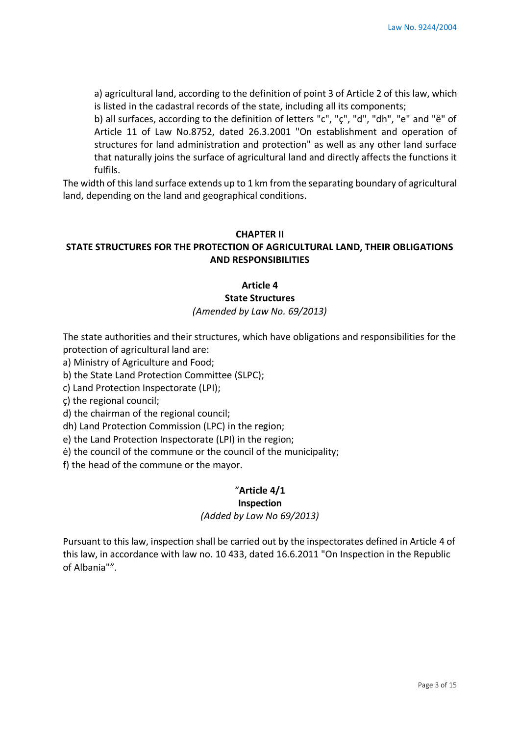a) agricultural land, according to the definition of point 3 of Article 2 of this law, which is listed in the cadastral records of the state, including all its components;

b) all surfaces, according to the definition of letters "c", "ç", "d", "dh", "e" and "ë" of Article 11 of Law No.8752, dated 26.3.2001 "On establishment and operation of structures for land administration and protection" as well as any other land surface that naturally joins the surface of agricultural land and directly affects the functions it fulfils.

The width of this land surface extends up to 1 km from the separating boundary of agricultural land, depending on the land and geographical conditions.

## CHAPTER II
## STATE STRUCTURES FOR THE PROTECTION OF AGRICULTURAL LAND, THEIR OBLIGATIONS AND RESPONSIBILITIES

### Article 4
### State Structures

*(Amended by Law No. 69/2013)*

The state authorities and their structures, which have obligations and responsibilities for the protection of agricultural land are:

a) Ministry of Agriculture and Food;
b) the State Land Protection Committee (SLPC);
c) Land Protection Inspectorate (LPI);
ç) the regional council;
d) the chairman of the regional council;
dh) Land Protection Commission (LPC) in the region;
e) the Land Protection Inspectorate (LPI) in the region;
ė) the council of the commune or the council of the municipality;
f) the head of the commune or the mayor.

### "Article 4/1
### Inspection

*(Added by Law No 69/2013)*

Pursuant to this law, inspection shall be carried out by the inspectorates defined in Article 4 of this law, in accordance with law no. 10 433, dated 16.6.2011 "On Inspection in the Republic of Albania"".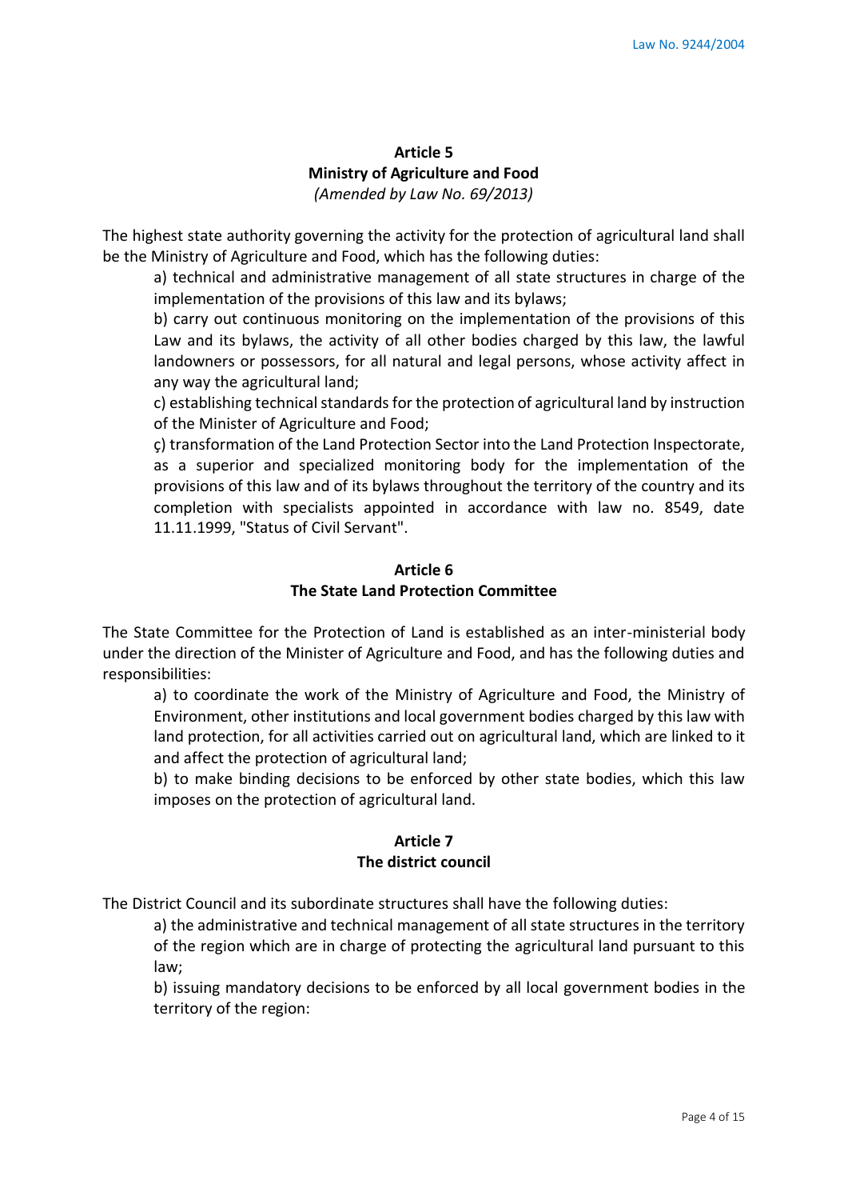## Article 5
## Ministry of Agriculture and Food
*(Amended by Law No. 69/2013)*

The highest state authority governing the activity for the protection of agricultural land shall be the Ministry of Agriculture and Food, which has the following duties:

a) technical and administrative management of all state structures in charge of the implementation of the provisions of this law and its bylaws;

b) carry out continuous monitoring on the implementation of the provisions of this Law and its bylaws, the activity of all other bodies charged by this law, the lawful landowners or possessors, for all natural and legal persons, whose activity affect in any way the agricultural land;

c) establishing technical standards for the protection of agricultural land by instruction of the Minister of Agriculture and Food;

ç) transformation of the Land Protection Sector into the Land Protection Inspectorate, as a superior and specialized monitoring body for the implementation of the provisions of this law and of its bylaws throughout the territory of the country and its completion with specialists appointed in accordance with law no. 8549, date 11.11.1999, "Status of Civil Servant".

## Article 6
## The State Land Protection Committee

The State Committee for the Protection of Land is established as an inter-ministerial body under the direction of the Minister of Agriculture and Food, and has the following duties and responsibilities:

a) to coordinate the work of the Ministry of Agriculture and Food, the Ministry of Environment, other institutions and local government bodies charged by this law with land protection, for all activities carried out on agricultural land, which are linked to it and affect the protection of agricultural land;

b) to make binding decisions to be enforced by other state bodies, which this law imposes on the protection of agricultural land.

## Article 7
## The district council

The District Council and its subordinate structures shall have the following duties:

a) the administrative and technical management of all state structures in the territory of the region which are in charge of protecting the agricultural land pursuant to this law;

b) issuing mandatory decisions to be enforced by all local government bodies in the territory of the region: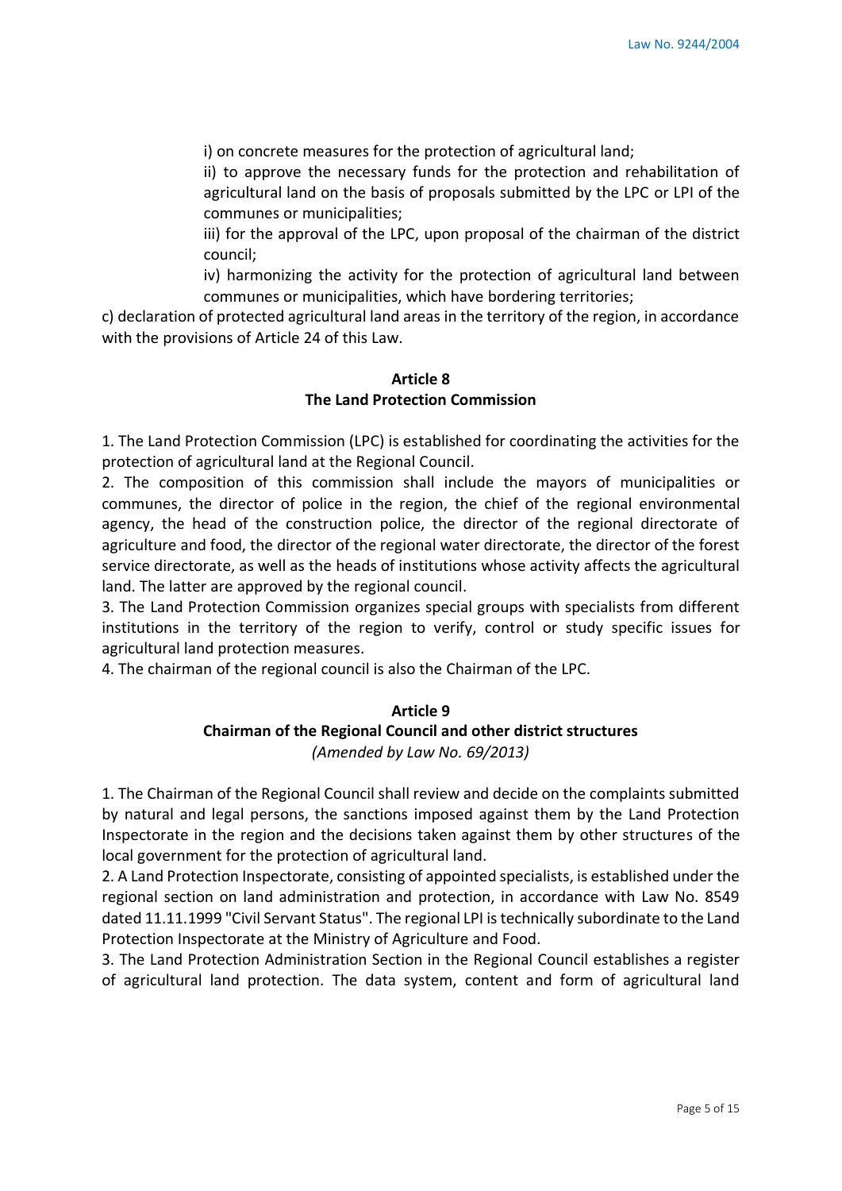i) on concrete measures for the protection of agricultural land;

ii) to approve the necessary funds for the protection and rehabilitation of agricultural land on the basis of proposals submitted by the LPC or LPI of the communes or municipalities;

iii) for the approval of the LPC, upon proposal of the chairman of the district council;

iv) harmonizing the activity for the protection of agricultural land between communes or municipalities, which have bordering territories;

c) declaration of protected agricultural land areas in the territory of the region, in accordance with the provisions of Article 24 of this Law.

## Article 8
## The Land Protection Commission

1. The Land Protection Commission (LPC) is established for coordinating the activities for the protection of agricultural land at the Regional Council.
2. The composition of this commission shall include the mayors of municipalities or communes, the director of police in the region, the chief of the regional environmental agency, the head of the construction police, the director of the regional directorate of agriculture and food, the director of the regional water directorate, the director of the forest service directorate, as well as the heads of institutions whose activity affects the agricultural land. The latter are approved by the regional council.
3. The Land Protection Commission organizes special groups with specialists from different institutions in the territory of the region to verify, control or study specific issues for agricultural land protection measures.
4. The chairman of the regional council is also the Chairman of the LPC.

## Article 9
## Chairman of the Regional Council and other district structures
*(Amended by Law No. 69/2013)*

1. The Chairman of the Regional Council shall review and decide on the complaints submitted by natural and legal persons, the sanctions imposed against them by the Land Protection Inspectorate in the region and the decisions taken against them by other structures of the local government for the protection of agricultural land.
2. A Land Protection Inspectorate, consisting of appointed specialists, is established under the regional section on land administration and protection, in accordance with Law No. 8549 dated 11.11.1999 "Civil Servant Status". The regional LPI is technically subordinate to the Land Protection Inspectorate at the Ministry of Agriculture and Food.
3. The Land Protection Administration Section in the Regional Council establishes a register of agricultural land protection. The data system, content and form of agricultural land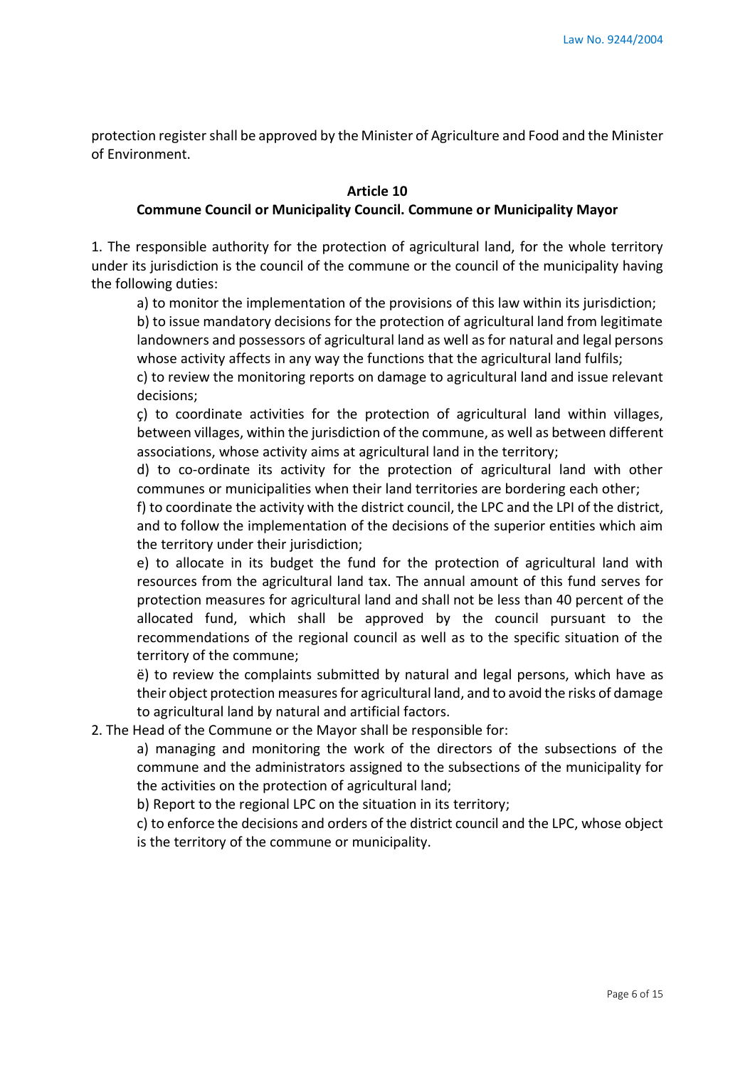protection register shall be approved by the Minister of Agriculture and Food and the Minister of Environment.

**Article 10**

**Commune Council or Municipality Council. Commune or Municipality Mayor**

1. The responsible authority for the protection of agricultural land, for the whole territory under its jurisdiction is the council of the commune or the council of the municipality having the following duties:

   a) to monitor the implementation of the provisions of this law within its jurisdiction;

   b) to issue mandatory decisions for the protection of agricultural land from legitimate landowners and possessors of agricultural land as well as for natural and legal persons whose activity affects in any way the functions that the agricultural land fulfils;

   c) to review the monitoring reports on damage to agricultural land and issue relevant decisions;

   ç) to coordinate activities for the protection of agricultural land within villages, between villages, within the jurisdiction of the commune, as well as between different associations, whose activity aims at agricultural land in the territory;

   d) to co-ordinate its activity for the protection of agricultural land with other communes or municipalities when their land territories are bordering each other;

   f) to coordinate the activity with the district council, the LPC and the LPI of the district, and to follow the implementation of the decisions of the superior entities which aim the territory under their jurisdiction;

   e) to allocate in its budget the fund for the protection of agricultural land with resources from the agricultural land tax. The annual amount of this fund serves for protection measures for agricultural land and shall not be less than 40 percent of the allocated fund, which shall be approved by the council pursuant to the recommendations of the regional council as well as to the specific situation of the territory of the commune;

   ë) to review the complaints submitted by natural and legal persons, which have as their object protection measures for agricultural land, and to avoid the risks of damage to agricultural land by natural and artificial factors.

2. The Head of the Commune or the Mayor shall be responsible for:

   a) managing and monitoring the work of the directors of the subsections of the commune and the administrators assigned to the subsections of the municipality for the activities on the protection of agricultural land;

   b) Report to the regional LPC on the situation in its territory;

   c) to enforce the decisions and orders of the district council and the LPC, whose object is the territory of the commune or municipality.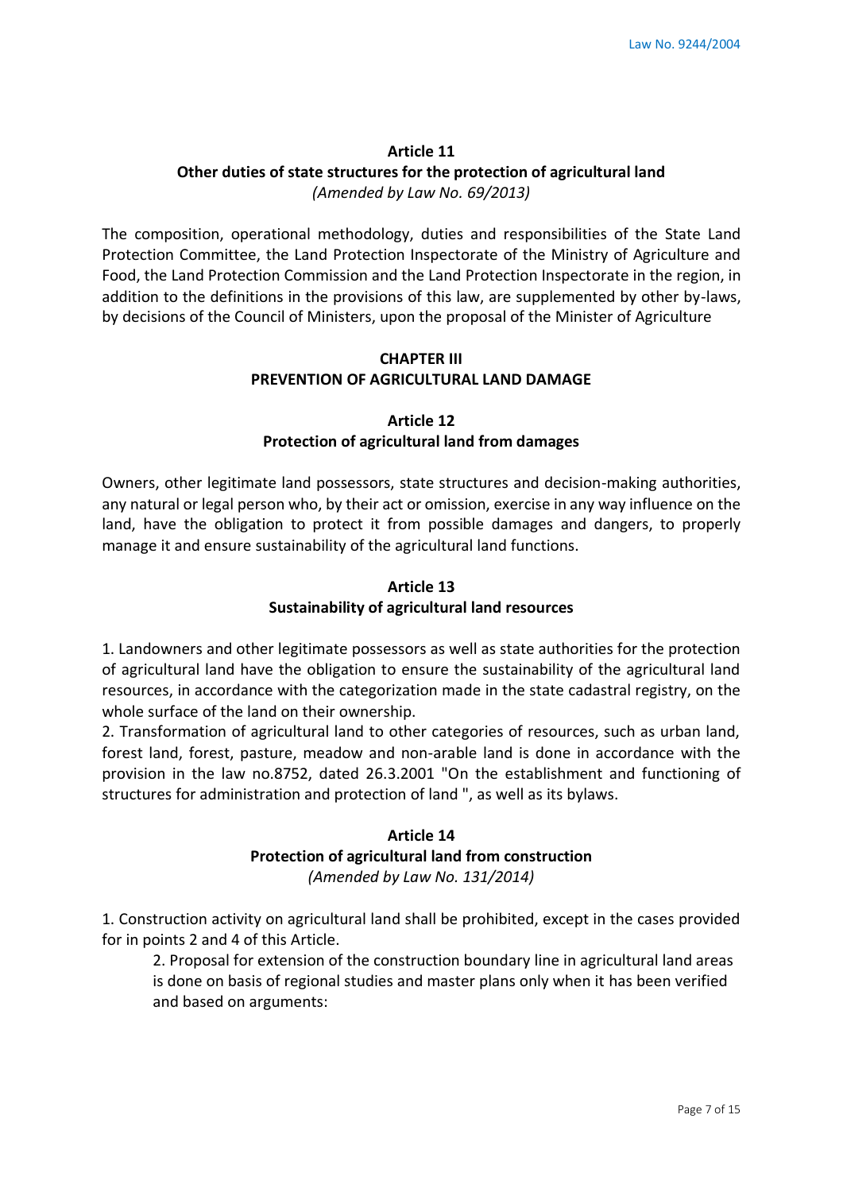## Article 11
## Other duties of state structures for the protection of agricultural land
*(Amended by Law No. 69/2013)*

The composition, operational methodology, duties and responsibilities of the State Land Protection Committee, the Land Protection Inspectorate of the Ministry of Agriculture and Food, the Land Protection Commission and the Land Protection Inspectorate in the region, in addition to the definitions in the provisions of this law, are supplemented by other by-laws, by decisions of the Council of Ministers, upon the proposal of the Minister of Agriculture

# CHAPTER III
# PREVENTION OF AGRICULTURAL LAND DAMAGE

## Article 12
## Protection of agricultural land from damages

Owners, other legitimate land possessors, state structures and decision-making authorities, any natural or legal person who, by their act or omission, exercise in any way influence on the land, have the obligation to protect it from possible damages and dangers, to properly manage it and ensure sustainability of the agricultural land functions.

## Article 13
## Sustainability of agricultural land resources

1. Landowners and other legitimate possessors as well as state authorities for the protection of agricultural land have the obligation to ensure the sustainability of the agricultural land resources, in accordance with the categorization made in the state cadastral registry, on the whole surface of the land on their ownership.
2. Transformation of agricultural land to other categories of resources, such as urban land, forest land, forest, pasture, meadow and non-arable land is done in accordance with the provision in the law no.8752, dated 26.3.2001 "On the establishment and functioning of structures for administration and protection of land ", as well as its bylaws.

## Article 14
## Protection of agricultural land from construction
*(Amended by Law No. 131/2014)*

1. Construction activity on agricultural land shall be prohibited, except in the cases provided for in points 2 and 4 of this Article.

    2. Proposal for extension of the construction boundary line in agricultural land areas is done on basis of regional studies and master plans only when it has been verified and based on arguments: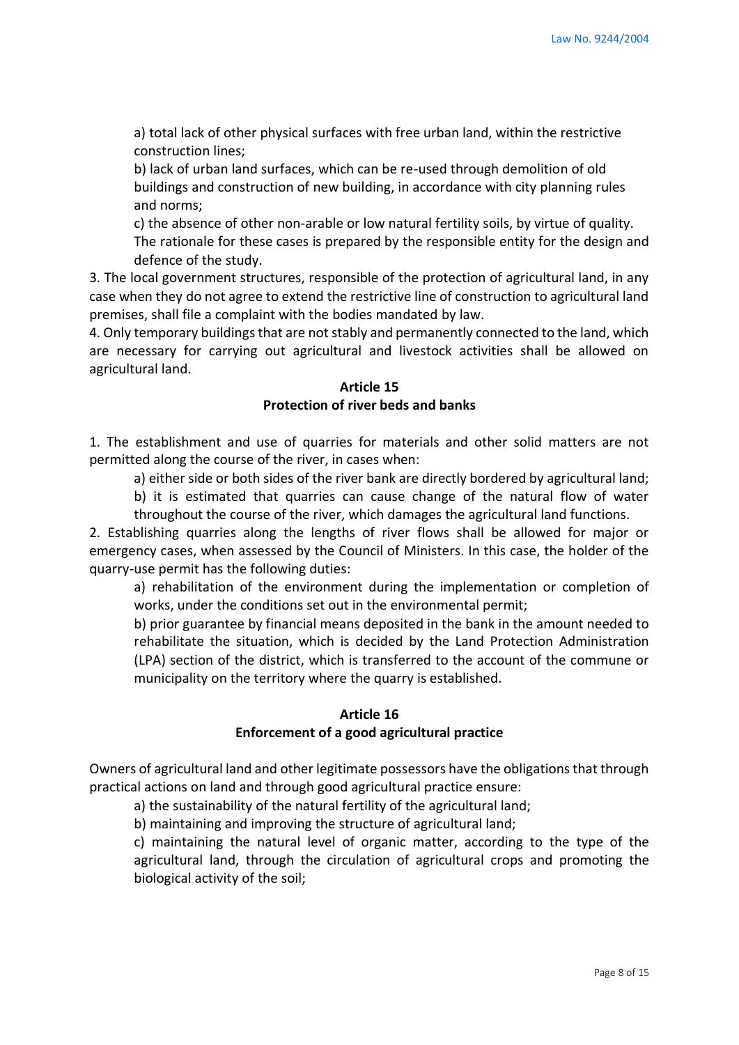a) total lack of other physical surfaces with free urban land, within the restrictive construction lines;

b) lack of urban land surfaces, which can be re-used through demolition of old buildings and construction of new building, in accordance with city planning rules and norms;

c) the absence of other non-arable or low natural fertility soils, by virtue of quality.

The rationale for these cases is prepared by the responsible entity for the design and defence of the study.

3. The local government structures, responsible of the protection of agricultural land, in any case when they do not agree to extend the restrictive line of construction to agricultural land premises, shall file a complaint with the bodies mandated by law.

4. Only temporary buildings that are not stably and permanently connected to the land, which are necessary for carrying out agricultural and livestock activities shall be allowed on agricultural land.

**Article 15**
**Protection of river beds and banks**

1. The establishment and use of quarries for materials and other solid matters are not permitted along the course of the river, in cases when:

a) either side or both sides of the river bank are directly bordered by agricultural land;

b) it is estimated that quarries can cause change of the natural flow of water throughout the course of the river, which damages the agricultural land functions.

2. Establishing quarries along the lengths of river flows shall be allowed for major or emergency cases, when assessed by the Council of Ministers. In this case, the holder of the quarry-use permit has the following duties:

a) rehabilitation of the environment during the implementation or completion of works, under the conditions set out in the environmental permit;

b) prior guarantee by financial means deposited in the bank in the amount needed to rehabilitate the situation, which is decided by the Land Protection Administration (LPA) section of the district, which is transferred to the account of the commune or municipality on the territory where the quarry is established.

**Article 16**
**Enforcement of a good agricultural practice**

Owners of agricultural land and other legitimate possessors have the obligations that through practical actions on land and through good agricultural practice ensure:

a) the sustainability of the natural fertility of the agricultural land;

b) maintaining and improving the structure of agricultural land;

c) maintaining the natural level of organic matter, according to the type of the agricultural land, through the circulation of agricultural crops and promoting the biological activity of the soil;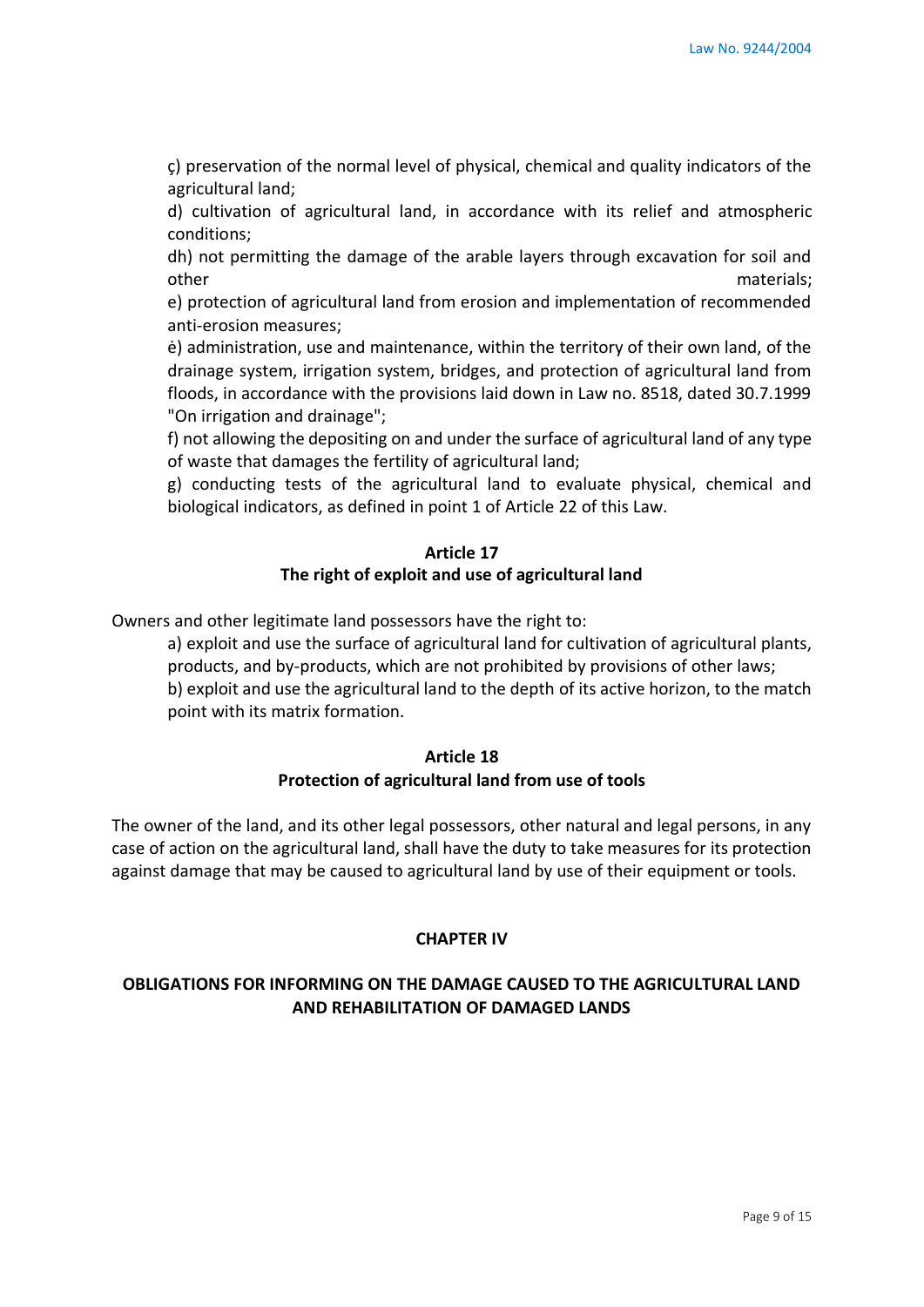ç) preservation of the normal level of physical, chemical and quality indicators of the agricultural land;

d) cultivation of agricultural land, in accordance with its relief and atmospheric conditions;

dh) not permitting the damage of the arable layers through excavation for soil and other materials;

e) protection of agricultural land from erosion and implementation of recommended anti-erosion measures;

ë) administration, use and maintenance, within the territory of their own land, of the drainage system, irrigation system, bridges, and protection of agricultural land from floods, in accordance with the provisions laid down in Law no. 8518, dated 30.7.1999 "On irrigation and drainage";

f) not allowing the depositing on and under the surface of agricultural land of any type of waste that damages the fertility of agricultural land;

g) conducting tests of the agricultural land to evaluate physical, chemical and biological indicators, as defined in point 1 of Article 22 of this Law.

### Article 17
### The right of exploit and use of agricultural land

Owners and other legitimate land possessors have the right to:

a) exploit and use the surface of agricultural land for cultivation of agricultural plants, products, and by-products, which are not prohibited by provisions of other laws;

b) exploit and use the agricultural land to the depth of its active horizon, to the match point with its matrix formation.

### Article 18
### Protection of agricultural land from use of tools

The owner of the land, and its other legal possessors, other natural and legal persons, in any case of action on the agricultural land, shall have the duty to take measures for its protection against damage that may be caused to agricultural land by use of their equipment or tools.

## CHAPTER IV

## OBLIGATIONS FOR INFORMING ON THE DAMAGE CAUSED TO THE AGRICULTURAL LAND AND REHABILITATION OF DAMAGED LANDS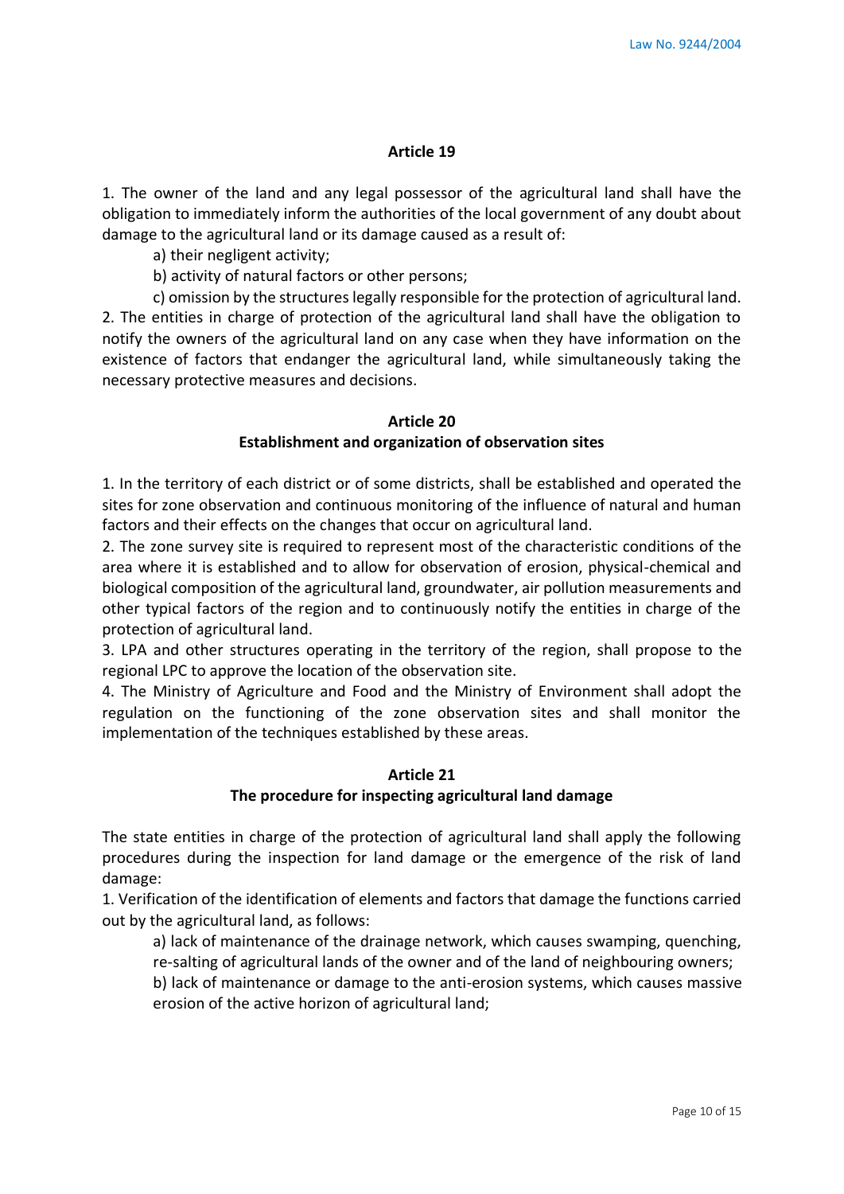## Article 19

1. The owner of the land and any legal possessor of the agricultural land shall have the obligation to immediately inform the authorities of the local government of any doubt about damage to the agricultural land or its damage caused as a result of:

a) their negligent activity;

b) activity of natural factors or other persons;

c) omission by the structures legally responsible for the protection of agricultural land.

2. The entities in charge of protection of the agricultural land shall have the obligation to notify the owners of the agricultural land on any case when they have information on the existence of factors that endanger the agricultural land, while simultaneously taking the necessary protective measures and decisions.

## Article 20
### Establishment and organization of observation sites

1. In the territory of each district or of some districts, shall be established and operated the sites for zone observation and continuous monitoring of the influence of natural and human factors and their effects on the changes that occur on agricultural land.

2. The zone survey site is required to represent most of the characteristic conditions of the area where it is established and to allow for observation of erosion, physical-chemical and biological composition of the agricultural land, groundwater, air pollution measurements and other typical factors of the region and to continuously notify the entities in charge of the protection of agricultural land.

3. LPA and other structures operating in the territory of the region, shall propose to the regional LPC to approve the location of the observation site.

4. The Ministry of Agriculture and Food and the Ministry of Environment shall adopt the regulation on the functioning of the zone observation sites and shall monitor the implementation of the techniques established by these areas.

## Article 21
### The procedure for inspecting agricultural land damage

The state entities in charge of the protection of agricultural land shall apply the following procedures during the inspection for land damage or the emergence of the risk of land damage:

1. Verification of the identification of elements and factors that damage the functions carried out by the agricultural land, as follows:

a) lack of maintenance of the drainage network, which causes swamping, quenching, re-salting of agricultural lands of the owner and of the land of neighbouring owners;

b) lack of maintenance or damage to the anti-erosion systems, which causes massive erosion of the active horizon of agricultural land;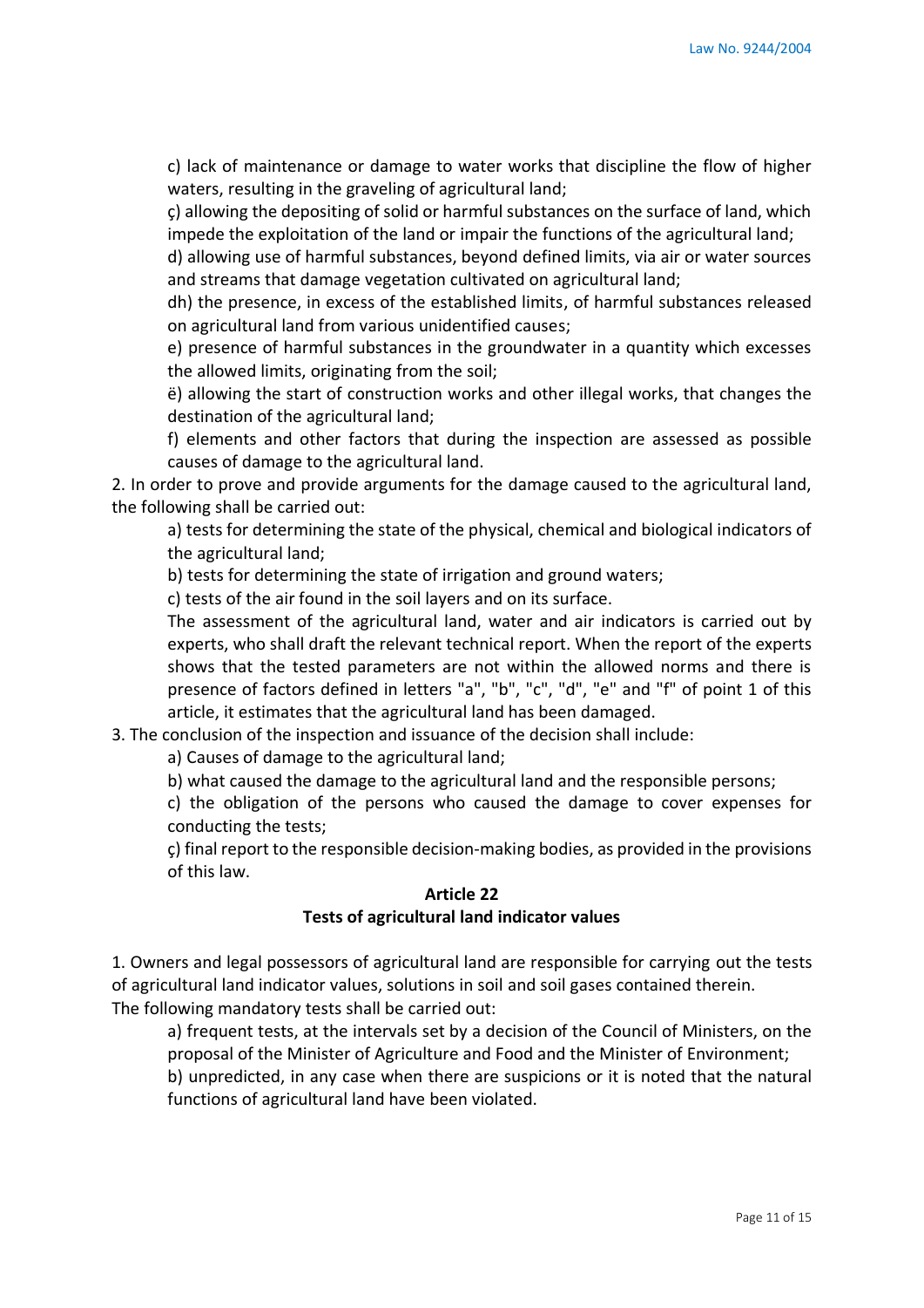c) lack of maintenance or damage to water works that discipline the flow of higher waters, resulting in the graveling of agricultural land;

ç) allowing the depositing of solid or harmful substances on the surface of land, which impede the exploitation of the land or impair the functions of the agricultural land;

d) allowing use of harmful substances, beyond defined limits, via air or water sources and streams that damage vegetation cultivated on agricultural land;

dh) the presence, in excess of the established limits, of harmful substances released on agricultural land from various unidentified causes;

e) presence of harmful substances in the groundwater in a quantity which excesses the allowed limits, originating from the soil;

ë) allowing the start of construction works and other illegal works, that changes the destination of the agricultural land;

f) elements and other factors that during the inspection are assessed as possible causes of damage to the agricultural land.

2. In order to prove and provide arguments for the damage caused to the agricultural land, the following shall be carried out:

a) tests for determining the state of the physical, chemical and biological indicators of the agricultural land;

b) tests for determining the state of irrigation and ground waters;

c) tests of the air found in the soil layers and on its surface.

The assessment of the agricultural land, water and air indicators is carried out by experts, who shall draft the relevant technical report. When the report of the experts shows that the tested parameters are not within the allowed norms and there is presence of factors defined in letters "a", "b", "c", "d", "e" and "f" of point 1 of this article, it estimates that the agricultural land has been damaged.

3. The conclusion of the inspection and issuance of the decision shall include:

a) Causes of damage to the agricultural land;

b) what caused the damage to the agricultural land and the responsible persons;

c) the obligation of the persons who caused the damage to cover expenses for conducting the tests;

ç) final report to the responsible decision-making bodies, as provided in the provisions of this law.

## Article 22

## Tests of agricultural land indicator values

1. Owners and legal possessors of agricultural land are responsible for carrying out the tests of agricultural land indicator values, solutions in soil and soil gases contained therein. The following mandatory tests shall be carried out:

a) frequent tests, at the intervals set by a decision of the Council of Ministers, on the proposal of the Minister of Agriculture and Food and the Minister of Environment;

b) unpredicted, in any case when there are suspicions or it is noted that the natural functions of agricultural land have been violated.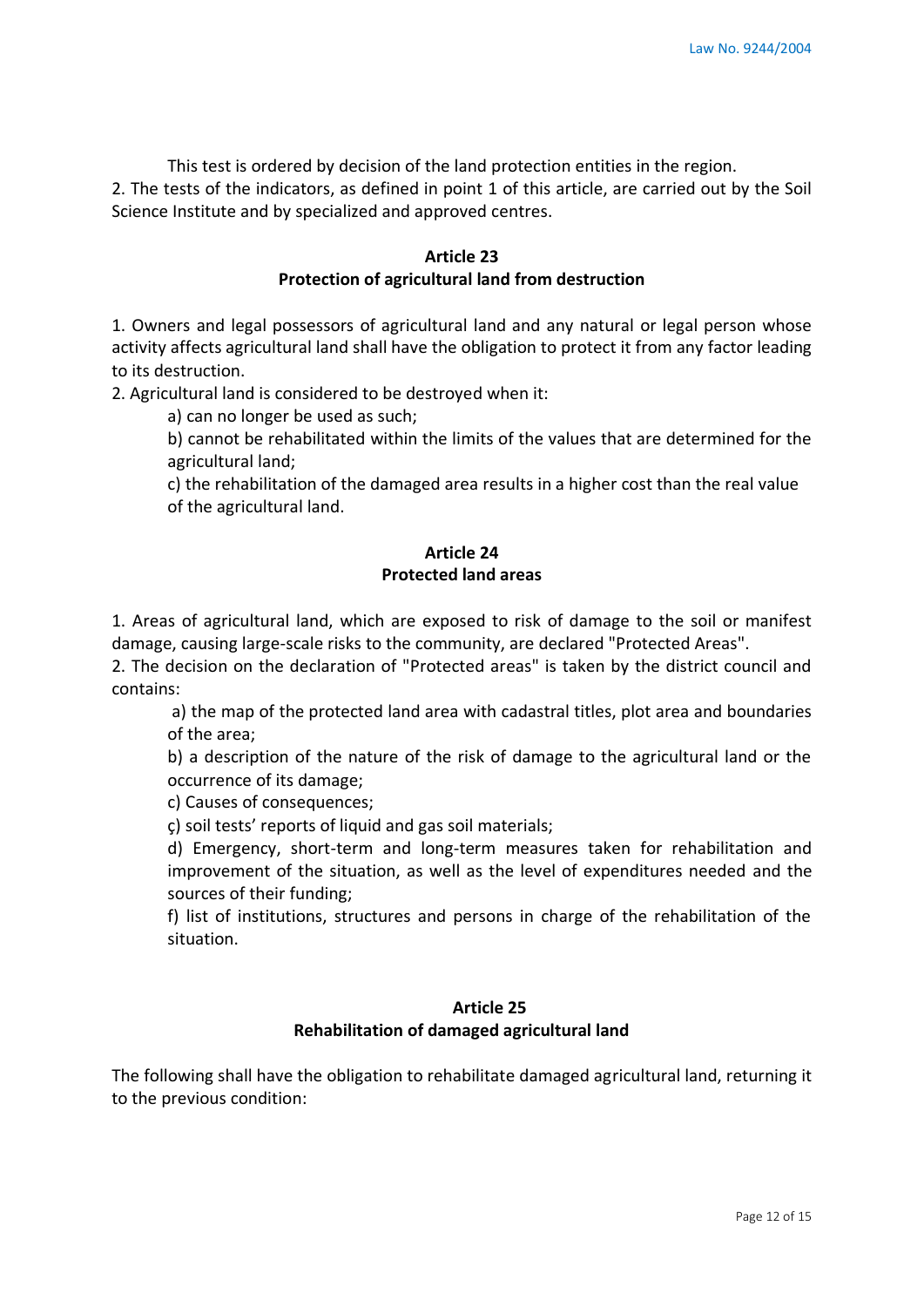This test is ordered by decision of the land protection entities in the region.

2. The tests of the indicators, as defined in point 1 of this article, are carried out by the Soil Science Institute and by specialized and approved centres.

### Article 23
### Protection of agricultural land from destruction

1. Owners and legal possessors of agricultural land and any natural or legal person whose activity affects agricultural land shall have the obligation to protect it from any factor leading to its destruction.
2. Agricultural land is considered to be destroyed when it:
   - a) can no longer be used as such;
   - b) cannot be rehabilitated within the limits of the values that are determined for the agricultural land;
   - c) the rehabilitation of the damaged area results in a higher cost than the real value of the agricultural land.

### Article 24
### Protected land areas

1. Areas of agricultural land, which are exposed to risk of damage to the soil or manifest damage, causing large-scale risks to the community, are declared "Protected Areas".
2. The decision on the declaration of "Protected areas" is taken by the district council and contains:
   - a) the map of the protected land area with cadastral titles, plot area and boundaries of the area;
   - b) a description of the nature of the risk of damage to the agricultural land or the occurrence of its damage;
   - c) Causes of consequences;
   - ç) soil tests' reports of liquid and gas soil materials;
   - d) Emergency, short-term and long-term measures taken for rehabilitation and improvement of the situation, as well as the level of expenditures needed and the sources of their funding;
   - f) list of institutions, structures and persons in charge of the rehabilitation of the situation.

### Article 25
### Rehabilitation of damaged agricultural land

The following shall have the obligation to rehabilitate damaged agricultural land, returning it to the previous condition: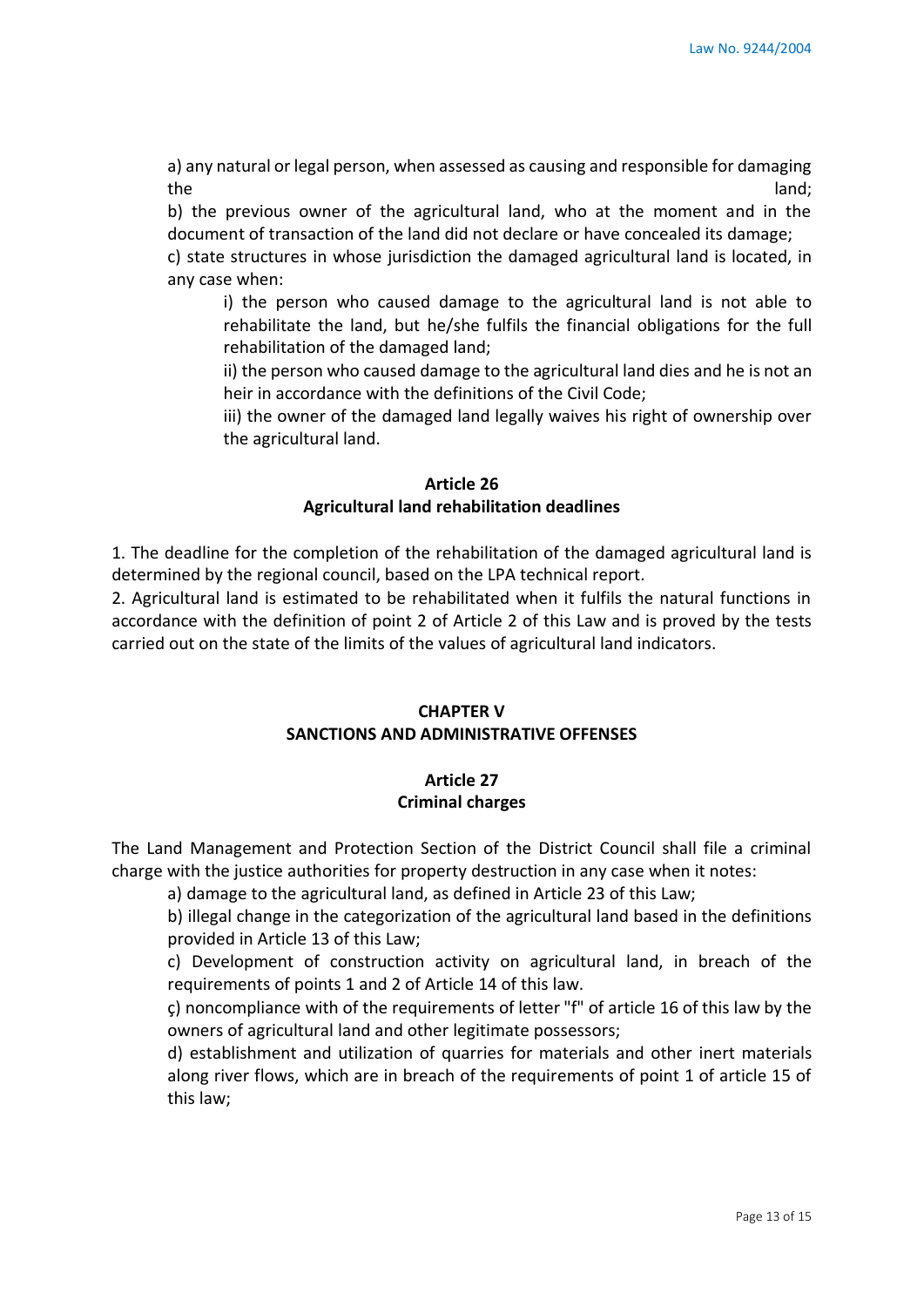a) any natural or legal person, when assessed as causing and responsible for damaging the land;

b) the previous owner of the agricultural land, who at the moment and in the document of transaction of the land did not declare or have concealed its damage;

c) state structures in whose jurisdiction the damaged agricultural land is located, in any case when:

i) the person who caused damage to the agricultural land is not able to rehabilitate the land, but he/she fulfils the financial obligations for the full rehabilitation of the damaged land;

ii) the person who caused damage to the agricultural land dies and he is not an heir in accordance with the definitions of the Civil Code;

iii) the owner of the damaged land legally waives his right of ownership over the agricultural land.

### Article 26
### Agricultural land rehabilitation deadlines

1. The deadline for the completion of the rehabilitation of the damaged agricultural land is determined by the regional council, based on the LPA technical report.
2. Agricultural land is estimated to be rehabilitated when it fulfils the natural functions in accordance with the definition of point 2 of Article 2 of this Law and is proved by the tests carried out on the state of the limits of the values of agricultural land indicators.

## CHAPTER V
## SANCTIONS AND ADMINISTRATIVE OFFENSES

### Article 27
### Criminal charges

The Land Management and Protection Section of the District Council shall file a criminal charge with the justice authorities for property destruction in any case when it notes:

a) damage to the agricultural land, as defined in Article 23 of this Law;

b) illegal change in the categorization of the agricultural land based in the definitions provided in Article 13 of this Law;

c) Development of construction activity on agricultural land, in breach of the requirements of points 1 and 2 of Article 14 of this law.

ç) noncompliance with of the requirements of letter "f" of article 16 of this law by the owners of agricultural land and other legitimate possessors;

d) establishment and utilization of quarries for materials and other inert materials along river flows, which are in breach of the requirements of point 1 of article 15 of this law;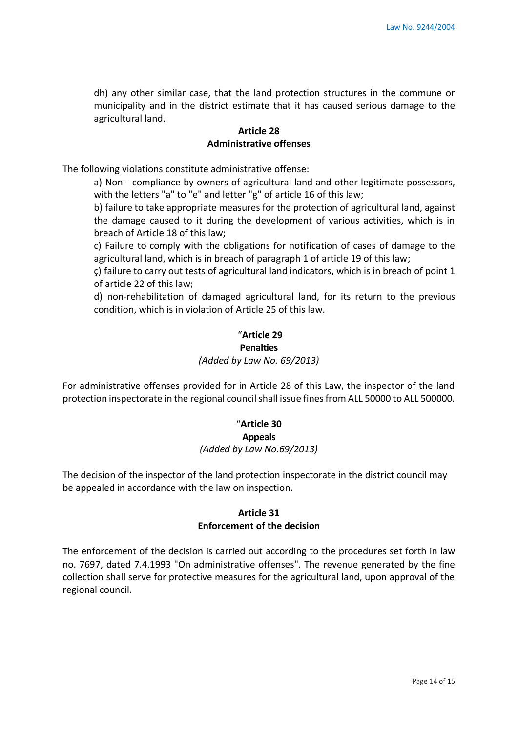dh) any other similar case, that the land protection structures in the commune or municipality and in the district estimate that it has caused serious damage to the agricultural land.

## Article 28
## Administrative offenses

The following violations constitute administrative offense:

a) Non - compliance by owners of agricultural land and other legitimate possessors, with the letters "a" to "e" and letter "g" of article 16 of this law;

b) failure to take appropriate measures for the protection of agricultural land, against the damage caused to it during the development of various activities, which is in breach of Article 18 of this law;

c) Failure to comply with the obligations for notification of cases of damage to the agricultural land, which is in breach of paragraph 1 of article 19 of this law;

ç) failure to carry out tests of agricultural land indicators, which is in breach of point 1 of article 22 of this law;

d) non-rehabilitation of damaged agricultural land, for its return to the previous condition, which is in violation of Article 25 of this law.

## "Article 29
## Penalties
*(Added by Law No. 69/2013)*

For administrative offenses provided for in Article 28 of this Law, the inspector of the land protection inspectorate in the regional council shall issue fines from ALL 50000 to ALL 500000.

## "Article 30
## Appeals
*(Added by Law No.69/2013)*

The decision of the inspector of the land protection inspectorate in the district council may be appealed in accordance with the law on inspection.

## Article 31
## Enforcement of the decision

The enforcement of the decision is carried out according to the procedures set forth in law no. 7697, dated 7.4.1993 "On administrative offenses". The revenue generated by the fine collection shall serve for protective measures for the agricultural land, upon approval of the regional council.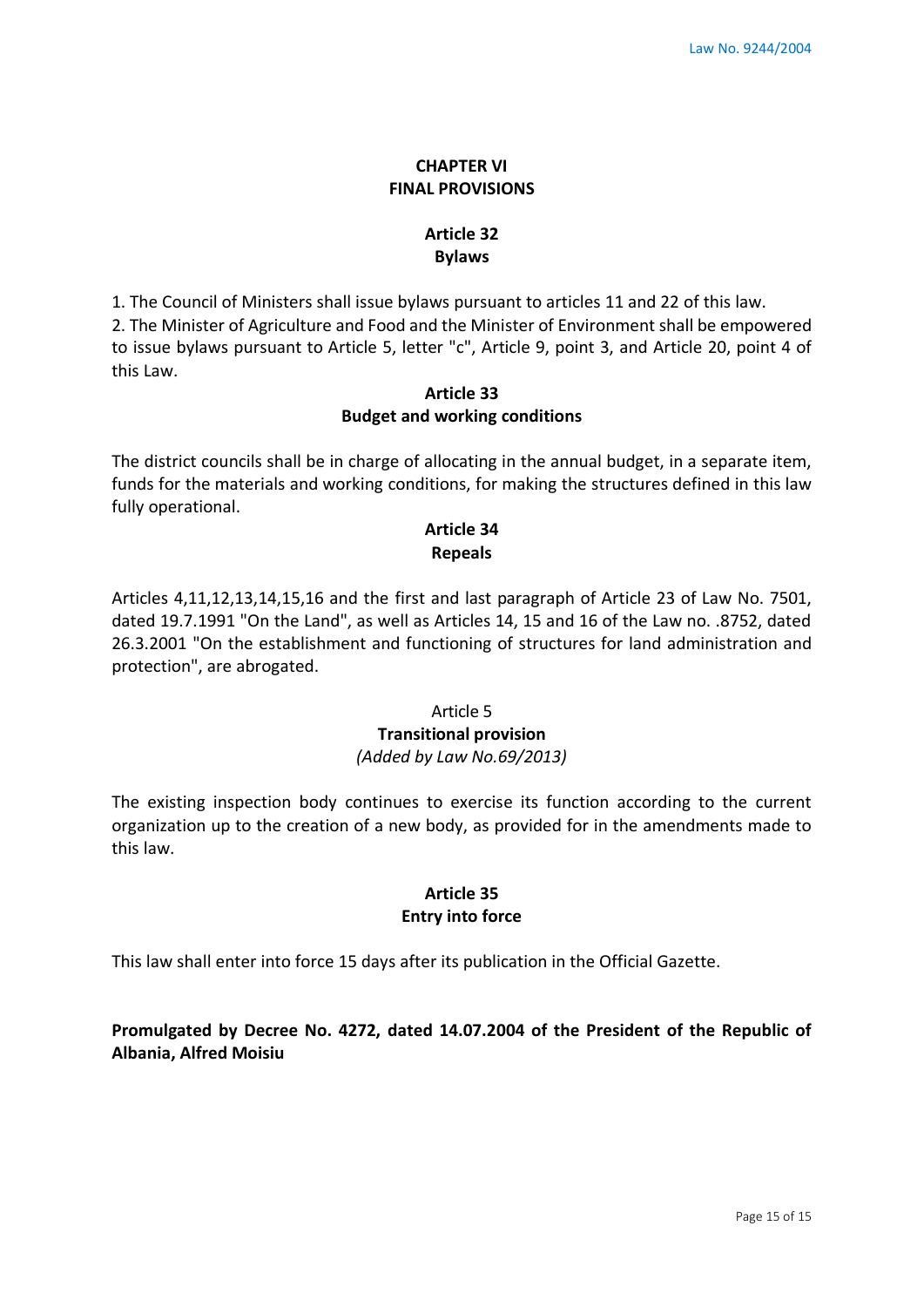## CHAPTER VI
## FINAL PROVISIONS

### Article 32
### Bylaws

1. The Council of Ministers shall issue bylaws pursuant to articles 11 and 22 of this law.
2. The Minister of Agriculture and Food and the Minister of Environment shall be empowered to issue bylaws pursuant to Article 5, letter "c", Article 9, point 3, and Article 20, point 4 of this Law.

### Article 33
### Budget and working conditions

The district councils shall be in charge of allocating in the annual budget, in a separate item, funds for the materials and working conditions, for making the structures defined in this law fully operational.

### Article 34
### Repeals

Articles 4,11,12,13,14,15,16 and the first and last paragraph of Article 23 of Law No. 7501, dated 19.7.1991 "On the Land", as well as Articles 14, 15 and 16 of the Law no. .8752, dated 26.3.2001 "On the establishment and functioning of structures for land administration and protection", are abrogated.

### Article 5
### Transitional provision
*(Added by Law No.69/2013)*

The existing inspection body continues to exercise its function according to the current organization up to the creation of a new body, as provided for in the amendments made to this law.

### Article 35
### Entry into force

This law shall enter into force 15 days after its publication in the Official Gazette.

**Promulgated by Decree No. 4272, dated 14.07.2004 of the President of the Republic of Albania, Alfred Moisiu**